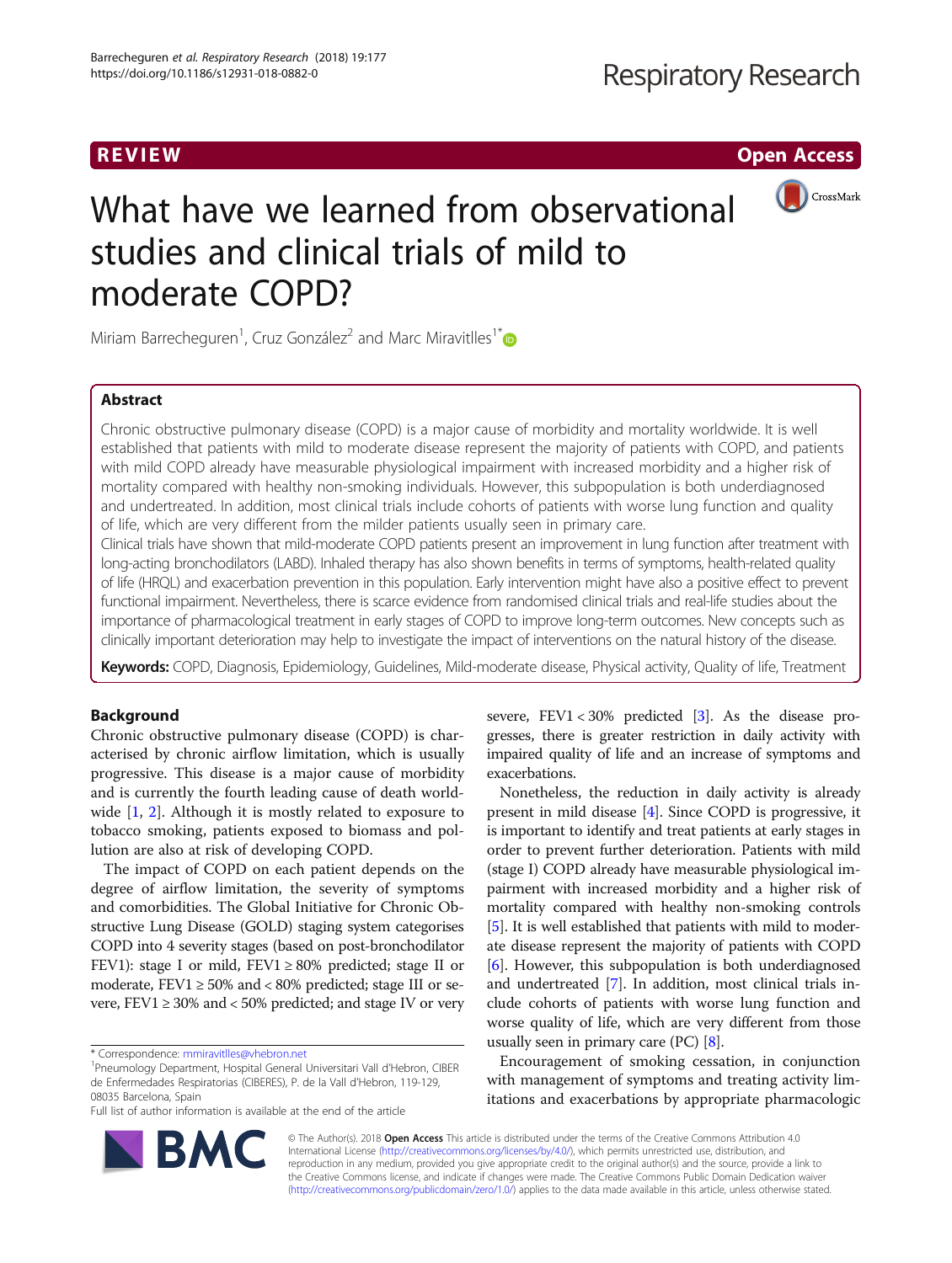REVIEW

Open Access

# What have we learned from observational studies and clinical trials of mild to moderate COPD?

Miriam Barrecheguren[1], Cruz González[2] and Marc Miravitlles[1*]

## Abstract

Chronic obstructive pulmonary disease (COPD) is a major cause of morbidity and mortality worldwide. It is well established that patients with mild to moderate disease represent the majority of patients with COPD, and patients with mild COPD already have measurable physiological impairment with increased morbidity and a higher risk of mortality compared with healthy non-smoking individuals. However, this subpopulation is both underdiagnosed and undertreated. In addition, most clinical trials include cohorts of patients with worse lung function and quality of life, which are very different from the milder patients usually seen in primary care.

Clinical trials have shown that mild-moderate COPD patients present an improvement in lung function after treatment with long-acting bronchodilators (LABD). Inhaled therapy has also shown benefits in terms of symptoms, health-related quality of life (HRQL) and exacerbation prevention in this population. Early intervention might have also a positive effect to prevent functional impairment. Nevertheless, there is scarce evidence from randomised clinical trials and real-life studies about the importance of pharmacological treatment in early stages of COPD to improve long-term outcomes. New concepts such as clinically important deterioration may help to investigate the impact of interventions on the natural history of the disease.

**Keywords:** COPD, Diagnosis, Epidemiology, Guidelines, Mild-moderate disease, Physical activity, Quality of life, Treatment

## Background

Chronic obstructive pulmonary disease (COPD) is characterised by chronic airflow limitation, which is usually progressive. This disease is a major cause of morbidity and is currently the fourth leading cause of death worldwide [1, 2]. Although it is mostly related to exposure to tobacco smoking, patients exposed to biomass and pollution are also at risk of developing COPD.

The impact of COPD on each patient depends on the degree of airflow limitation, the severity of symptoms and comorbidities. The Global Initiative for Chronic Obstructive Lung Disease (GOLD) staging system categorises COPD into 4 severity stages (based on post-bronchodilator FEV1): stage I or mild, FEV1 ≥ 80% predicted; stage II or moderate, FEV1 ≥ 50% and < 80% predicted; stage III or severe, FEV1 ≥ 30% and < 50% predicted; and stage IV or very severe, FEV1 < 30% predicted [3]. As the disease progresses, there is greater restriction in daily activity with impaired quality of life and an increase of symptoms and exacerbations.

Nonetheless, the reduction in daily activity is already present in mild disease [4]. Since COPD is progressive, it is important to identify and treat patients at early stages in order to prevent further deterioration. Patients with mild (stage I) COPD already have measurable physiological impairment with increased morbidity and a higher risk of mortality compared with healthy non-smoking controls [5]. It is well established that patients with mild to moderate disease represent the majority of patients with COPD [6]. However, this subpopulation is both underdiagnosed and undertreated [7]. In addition, most clinical trials include cohorts of patients with worse lung function and worse quality of life, which are very different from those usually seen in primary care (PC) [8].

Encouragement of smoking cessation, in conjunction with management of symptoms and treating activity limitations and exacerbations by appropriate pharmacologic

\* Correspondence: mmiravitlles@vhebron.net

[1]Pneumology Department, Hospital General Universitari Vall d'Hebron, CIBER de Enfermedades Respiratorias (CIBERES), P. de la Vall d'Hebron, 119-129, 08035 Barcelona, Spain

Full list of author information is available at the end of the article

© The Author(s). 2018 **Open Access** This article is distributed under the terms of the Creative Commons Attribution 4.0 International License (http://creativecommons.org/licenses/by/4.0/), which permits unrestricted use, distribution, and reproduction in any medium, provided you give appropriate credit to the original author(s) and the source, provide a link to the Creative Commons license, and indicate if changes were made. The Creative Commons Public Domain Dedication waiver (http://creativecommons.org/publicdomain/zero/1.0/) applies to the data made available in this article, unless otherwise stated.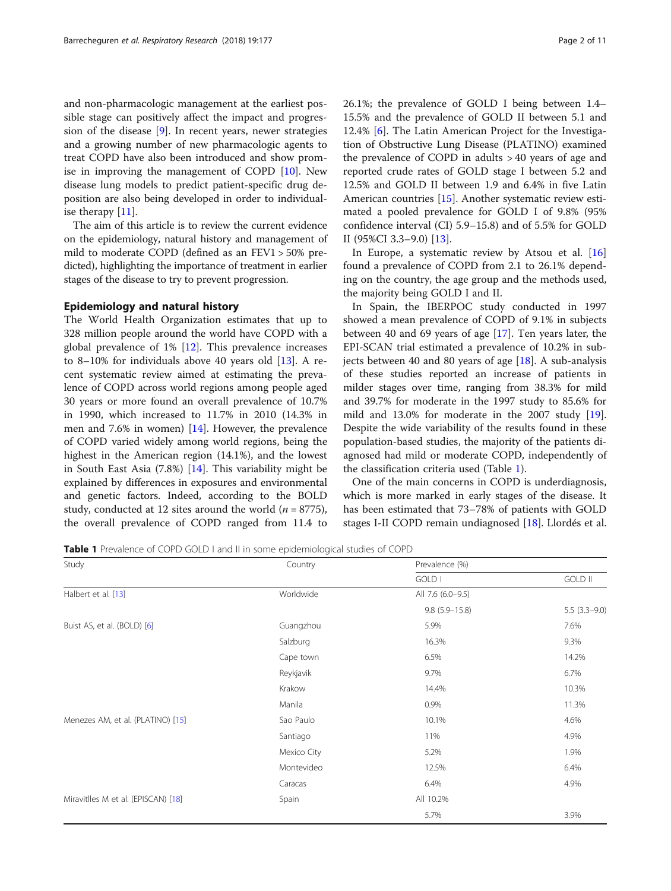and non-pharmacologic management at the earliest possible stage can positively affect the impact and progression of the disease [9]. In recent years, newer strategies and a growing number of new pharmacologic agents to treat COPD have also been introduced and show promise in improving the management of COPD [10]. New disease lung models to predict patient-specific drug deposition are also being developed in order to individualise therapy [11].

The aim of this article is to review the current evidence on the epidemiology, natural history and management of mild to moderate COPD (defined as an FEV1 > 50% predicted), highlighting the importance of treatment in earlier stages of the disease to try to prevent progression.

## Epidemiology and natural history

The World Health Organization estimates that up to 328 million people around the world have COPD with a global prevalence of 1% [12]. This prevalence increases to 8–10% for individuals above 40 years old [13]. A recent systematic review aimed at estimating the prevalence of COPD across world regions among people aged 30 years or more found an overall prevalence of 10.7% in 1990, which increased to 11.7% in 2010 (14.3% in men and 7.6% in women) [14]. However, the prevalence of COPD varied widely among world regions, being the highest in the American region (14.1%), and the lowest in South East Asia (7.8%) [14]. This variability might be explained by differences in exposures and environmental and genetic factors. Indeed, according to the BOLD study, conducted at 12 sites around the world ($n = 8775$), the overall prevalence of COPD ranged from 11.4 to 26.1%; the prevalence of GOLD I being between 1.4–15.5% and the prevalence of GOLD II between 5.1 and 12.4% [6]. The Latin American Project for the Investigation of Obstructive Lung Disease (PLATINO) examined the prevalence of COPD in adults > 40 years of age and reported crude rates of GOLD stage I between 5.2 and 12.5% and GOLD II between 1.9 and 6.4% in five Latin American countries [15]. Another systematic review estimated a pooled prevalence for GOLD I of 9.8% (95% confidence interval (CI) 5.9–15.8) and of 5.5% for GOLD II (95%CI 3.3–9.0) [13].

In Europe, a systematic review by Atsou et al. [16] found a prevalence of COPD from 2.1 to 26.1% depending on the country, the age group and the methods used, the majority being GOLD I and II.

In Spain, the IBERPOC study conducted in 1997 showed a mean prevalence of COPD of 9.1% in subjects between 40 and 69 years of age [17]. Ten years later, the EPI-SCAN trial estimated a prevalence of 10.2% in subjects between 40 and 80 years of age [18]. A sub-analysis of these studies reported an increase of patients in milder stages over time, ranging from 38.3% for mild and 39.7% for moderate in the 1997 study to 85.6% for mild and 13.0% for moderate in the 2007 study [19]. Despite the wide variability of the results found in these population-based studies, the majority of the patients diagnosed had mild or moderate COPD, independently of the classification criteria used (Table 1).

One of the main concerns in COPD is underdiagnosis, which is more marked in early stages of the disease. It has been estimated that 73–78% of patients with GOLD stages I-II COPD remain undiagnosed [18]. Llordés et al.

**Table 1** Prevalence of COPD GOLD I and II in some epidemiological studies of COPD

| Study | Country | Prevalence (%) | |
|---|---|---|---|
| | | GOLD I | GOLD II |
| Halbert et al. [13] | Worldwide | All 7.6 (6.0–9.5) | |
| | | 9.8 (5.9–15.8) | 5.5 (3.3–9.0) |
| Buist AS, et al. (BOLD) [6] | Guangzhou | 5.9% | 7.6% |
| | Salzburg | 16.3% | 9.3% |
| | Cape town | 6.5% | 14.2% |
| | Reykjavik | 9.7% | 6.7% |
| | Krakow | 14.4% | 10.3% |
| | Manila | 0.9% | 11.3% |
| Menezes AM, et al. (PLATINO) [15] | Sao Paulo | 10.1% | 4.6% |
| | Santiago | 11% | 4.9% |
| | Mexico City | 5.2% | 1.9% |
| | Montevideo | 12.5% | 6.4% |
| | Caracas | 6.4% | 4.9% |
| Miravitlles M et al. (EPISCAN) [18] | Spain | All 10.2% | |
| | | 5.7% | 3.9% |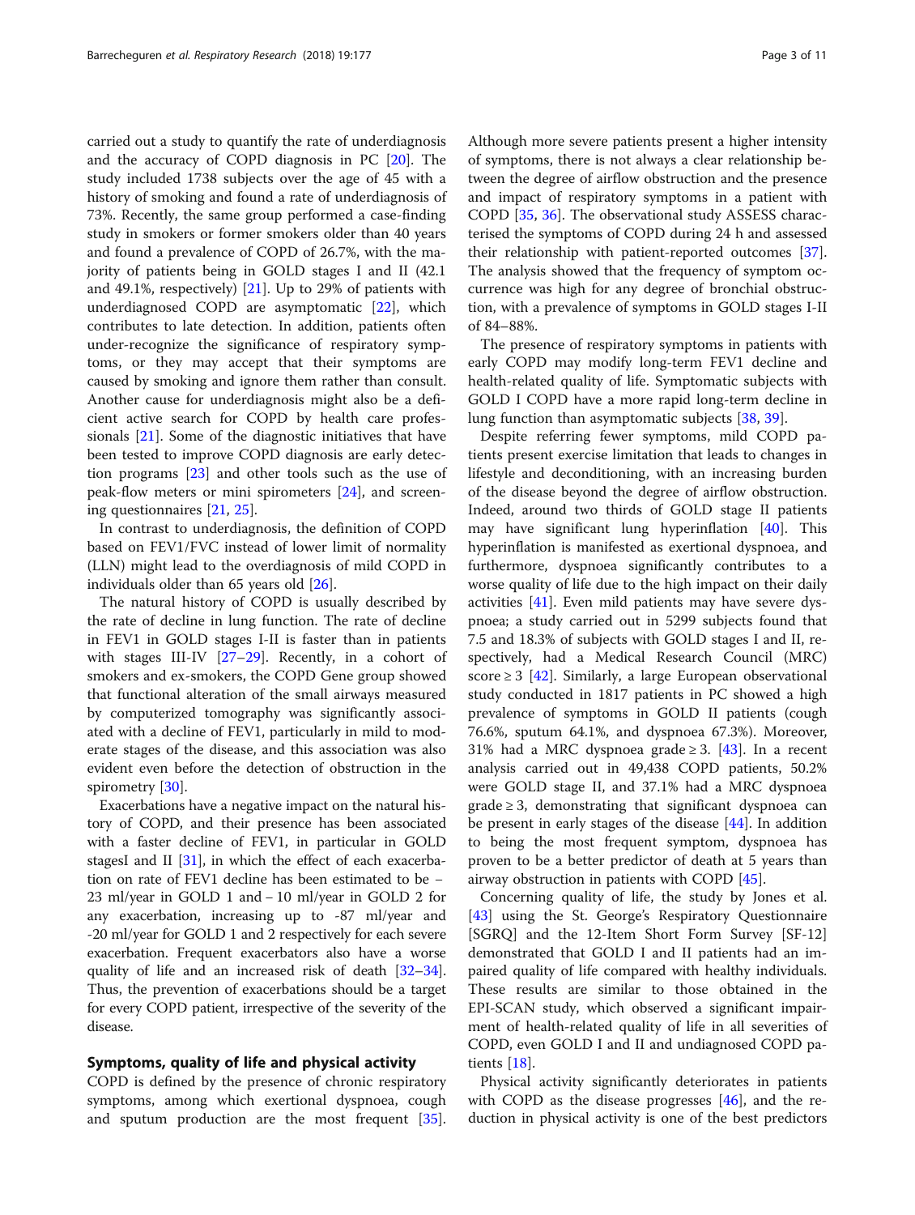carried out a study to quantify the rate of underdiagnosis and the accuracy of COPD diagnosis in PC [20]. The study included 1738 subjects over the age of 45 with a history of smoking and found a rate of underdiagnosis of 73%. Recently, the same group performed a case-finding study in smokers or former smokers older than 40 years and found a prevalence of COPD of 26.7%, with the majority of patients being in GOLD stages I and II (42.1 and 49.1%, respectively) [21]. Up to 29% of patients with underdiagnosed COPD are asymptomatic [22], which contributes to late detection. In addition, patients often under-recognize the significance of respiratory symptoms, or they may accept that their symptoms are caused by smoking and ignore them rather than consult. Another cause for underdiagnosis might also be a deficient active search for COPD by health care professionals [21]. Some of the diagnostic initiatives that have been tested to improve COPD diagnosis are early detection programs [23] and other tools such as the use of peak-flow meters or mini spirometers [24], and screening questionnaires [21, 25].

In contrast to underdiagnosis, the definition of COPD based on FEV1/FVC instead of lower limit of normality (LLN) might lead to the overdiagnosis of mild COPD in individuals older than 65 years old [26].

The natural history of COPD is usually described by the rate of decline in lung function. The rate of decline in FEV1 in GOLD stages I-II is faster than in patients with stages III-IV [27–29]. Recently, in a cohort of smokers and ex-smokers, the COPD Gene group showed that functional alteration of the small airways measured by computerized tomography was significantly associated with a decline of FEV1, particularly in mild to moderate stages of the disease, and this association was also evident even before the detection of obstruction in the spirometry [30].

Exacerbations have a negative impact on the natural history of COPD, and their presence has been associated with a faster decline of FEV1, in particular in GOLD stagesI and II [31], in which the effect of each exacerbation on rate of FEV1 decline has been estimated to be − 23 ml/year in GOLD 1 and − 10 ml/year in GOLD 2 for any exacerbation, increasing up to -87 ml/year and -20 ml/year for GOLD 1 and 2 respectively for each severe exacerbation. Frequent exacerbators also have a worse quality of life and an increased risk of death [32–34]. Thus, the prevention of exacerbations should be a target for every COPD patient, irrespective of the severity of the disease.

## Symptoms, quality of life and physical activity

COPD is defined by the presence of chronic respiratory symptoms, among which exertional dyspnoea, cough and sputum production are the most frequent [35]. Although more severe patients present a higher intensity of symptoms, there is not always a clear relationship between the degree of airflow obstruction and the presence and impact of respiratory symptoms in a patient with COPD [35, 36]. The observational study ASSESS characterised the symptoms of COPD during 24 h and assessed their relationship with patient-reported outcomes [37]. The analysis showed that the frequency of symptom occurrence was high for any degree of bronchial obstruction, with a prevalence of symptoms in GOLD stages I-II of 84–88%.

The presence of respiratory symptoms in patients with early COPD may modify long-term FEV1 decline and health-related quality of life. Symptomatic subjects with GOLD I COPD have a more rapid long-term decline in lung function than asymptomatic subjects [38, 39].

Despite referring fewer symptoms, mild COPD patients present exercise limitation that leads to changes in lifestyle and deconditioning, with an increasing burden of the disease beyond the degree of airflow obstruction. Indeed, around two thirds of GOLD stage II patients may have significant lung hyperinflation [40]. This hyperinflation is manifested as exertional dyspnoea, and furthermore, dyspnoea significantly contributes to a worse quality of life due to the high impact on their daily activities [41]. Even mild patients may have severe dyspnoea; a study carried out in 5299 subjects found that 7.5 and 18.3% of subjects with GOLD stages I and II, respectively, had a Medical Research Council (MRC) score ≥ 3 [42]. Similarly, a large European observational study conducted in 1817 patients in PC showed a high prevalence of symptoms in GOLD II patients (cough 76.6%, sputum 64.1%, and dyspnoea 67.3%). Moreover, 31% had a MRC dyspnoea grade ≥ 3. [43]. In a recent analysis carried out in 49,438 COPD patients, 50.2% were GOLD stage II, and 37.1% had a MRC dyspnoea grade ≥ 3, demonstrating that significant dyspnoea can be present in early stages of the disease [44]. In addition to being the most frequent symptom, dyspnoea has proven to be a better predictor of death at 5 years than airway obstruction in patients with COPD [45].

Concerning quality of life, the study by Jones et al. [43] using the St. George's Respiratory Questionnaire [SGRQ] and the 12-Item Short Form Survey [SF-12] demonstrated that GOLD I and II patients had an impaired quality of life compared with healthy individuals. These results are similar to those obtained in the EPI-SCAN study, which observed a significant impairment of health-related quality of life in all severities of COPD, even GOLD I and II and undiagnosed COPD patients [18].

Physical activity significantly deteriorates in patients with COPD as the disease progresses [46], and the reduction in physical activity is one of the best predictors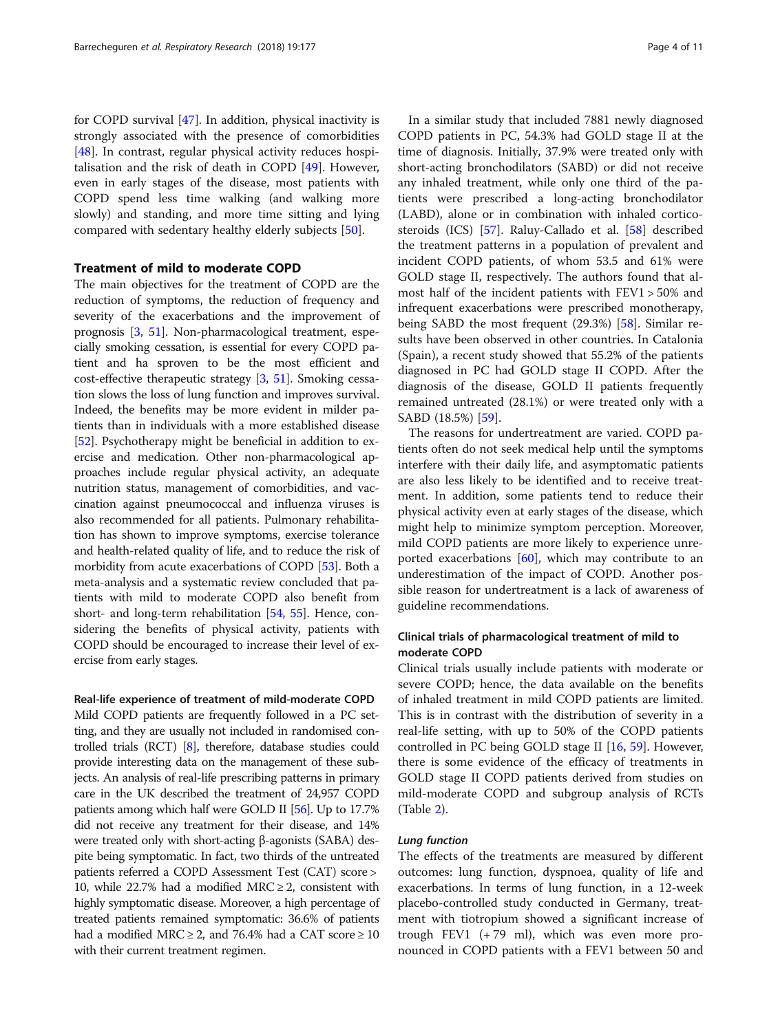for COPD survival [47]. In addition, physical inactivity is strongly associated with the presence of comorbidities [48]. In contrast, regular physical activity reduces hospitalisation and the risk of death in COPD [49]. However, even in early stages of the disease, most patients with COPD spend less time walking (and walking more slowly) and standing, and more time sitting and lying compared with sedentary healthy elderly subjects [50].

## Treatment of mild to moderate COPD

The main objectives for the treatment of COPD are the reduction of symptoms, the reduction of frequency and severity of the exacerbations and the improvement of prognosis [3, 51]. Non-pharmacological treatment, especially smoking cessation, is essential for every COPD patient and ha sproven to be the most efficient and cost-effective therapeutic strategy [3, 51]. Smoking cessation slows the loss of lung function and improves survival. Indeed, the benefits may be more evident in milder patients than in individuals with a more established disease [52]. Psychotherapy might be beneficial in addition to exercise and medication. Other non-pharmacological approaches include regular physical activity, an adequate nutrition status, management of comorbidities, and vaccination against pneumococcal and influenza viruses is also recommended for all patients. Pulmonary rehabilitation has shown to improve symptoms, exercise tolerance and health-related quality of life, and to reduce the risk of morbidity from acute exacerbations of COPD [53]. Both a meta-analysis and a systematic review concluded that patients with mild to moderate COPD also benefit from short- and long-term rehabilitation [54, 55]. Hence, considering the benefits of physical activity, patients with COPD should be encouraged to increase their level of exercise from early stages.

### Real-life experience of treatment of mild-moderate COPD

Mild COPD patients are frequently followed in a PC setting, and they are usually not included in randomised controlled trials (RCT) [8], therefore, database studies could provide interesting data on the management of these subjects. An analysis of real-life prescribing patterns in primary care in the UK described the treatment of 24,957 COPD patients among which half were GOLD II [56]. Up to 17.7% did not receive any treatment for their disease, and 14% were treated only with short-acting β-agonists (SABA) despite being symptomatic. In fact, two thirds of the untreated patients referred a COPD Assessment Test (CAT) score > 10, while 22.7% had a modified MRC ≥ 2, consistent with highly symptomatic disease. Moreover, a high percentage of treated patients remained symptomatic: 36.6% of patients had a modified MRC ≥ 2, and 76.4% had a CAT score ≥ 10 with their current treatment regimen.

In a similar study that included 7881 newly diagnosed COPD patients in PC, 54.3% had GOLD stage II at the time of diagnosis. Initially, 37.9% were treated only with short-acting bronchodilators (SABD) or did not receive any inhaled treatment, while only one third of the patients were prescribed a long-acting bronchodilator (LABD), alone or in combination with inhaled corticosteroids (ICS) [57]. Raluy-Callado et al. [58] described the treatment patterns in a population of prevalent and incident COPD patients, of whom 53.5 and 61% were GOLD stage II, respectively. The authors found that almost half of the incident patients with FEV1 > 50% and infrequent exacerbations were prescribed monotherapy, being SABD the most frequent (29.3%) [58]. Similar results have been observed in other countries. In Catalonia (Spain), a recent study showed that 55.2% of the patients diagnosed in PC had GOLD stage II COPD. After the diagnosis of the disease, GOLD II patients frequently remained untreated (28.1%) or were treated only with a SABD (18.5%) [59].

The reasons for undertreatment are varied. COPD patients often do not seek medical help until the symptoms interfere with their daily life, and asymptomatic patients are also less likely to be identified and to receive treatment. In addition, some patients tend to reduce their physical activity even at early stages of the disease, which might help to minimize symptom perception. Moreover, mild COPD patients are more likely to experience unreported exacerbations [60], which may contribute to an underestimation of the impact of COPD. Another possible reason for undertreatment is a lack of awareness of guideline recommendations.

### Clinical trials of pharmacological treatment of mild to moderate COPD

Clinical trials usually include patients with moderate or severe COPD; hence, the data available on the benefits of inhaled treatment in mild COPD patients are limited. This is in contrast with the distribution of severity in a real-life setting, with up to 50% of the COPD patients controlled in PC being GOLD stage II [16, 59]. However, there is some evidence of the efficacy of treatments in GOLD stage II COPD patients derived from studies on mild-moderate COPD and subgroup analysis of RCTs (Table 2).

#### *Lung function*

The effects of the treatments are measured by different outcomes: lung function, dyspnoea, quality of life and exacerbations. In terms of lung function, in a 12-week placebo-controlled study conducted in Germany, treatment with tiotropium showed a significant increase of trough FEV1 (+ 79 ml), which was even more pronounced in COPD patients with a FEV1 between 50 and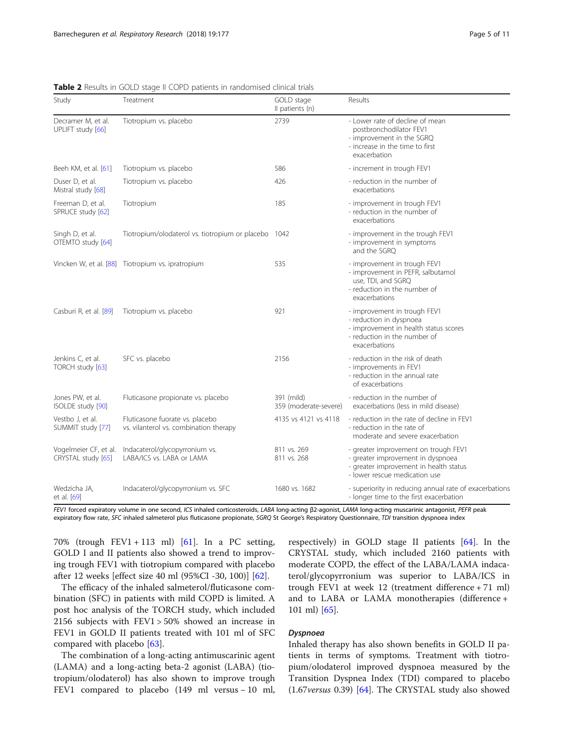**Table 2** Results in GOLD stage II COPD patients in randomised clinical trials

| Study | Treatment | GOLD stage II patients (n) | Results |
|---|---|---|---|
| Decramer M, et al. UPLIFT study [66] | Tiotropium vs. placebo | 2739 | - Lower rate of decline of mean postbronchodilator FEV1<br>- improvement in the SGRQ<br>- increase in the time to first exacerbation |
| Beeh KM, et al. [61] | Tiotropium vs. placebo | 586 | - increment in trough FEV1 |
| Duser D, et al. Mistral study [68] | Tiotropium vs. placebo | 426 | - reduction in the number of exacerbations |
| Freeman D, et al. SPRUCE study [62] | Tiotropium | 185 | - improvement in trough FEV1<br>- reduction in the number of exacerbations |
| Singh D, et al. OTEMTO study [64] | Tiotropium/olodaterol vs. tiotropium or placebo | 1042 | - improvement in the trough FEV1<br>- improvement in symptoms and the SGRQ |
| Vincken W, et al. [88] | Tiotropium vs. ipratropium | 535 | - improvement in trough FEV1<br>- improvement in PEFR, salbutamol use, TDI, and SGRQ<br>- reduction in the number of exacerbations |
| Casburi R, et al. [89] | Tiotropium vs. placebo | 921 | - improvement in trough FEV1<br>- reduction in dyspnoea<br>- improvement in health status scores<br>- reduction in the number of exacerbations |
| Jenkins C, et al. TORCH study [63] | SFC vs. placebo | 2156 | - reduction in the risk of death<br>- improvements in FEV1<br>- reduction in the annual rate of exacerbations |
| Jones PW, et al. ISOLDE study [90] | Fluticasone propionate vs. placebo | 391 (mild)<br>359 (moderate-severe) | - reduction in the number of exacerbations (less in mild disease) |
| Vestbo J, et al. SUMMIT study [77] | Fluticasone fuorate vs. placebo vs. vilanterol vs. combination therapy | 4135 vs 4121 vs 4118 | - reduction in the rate of decline in FEV1<br>- reduction in the rate of moderate and severe exacerbation |
| Vogelmeier CF, et al. CRYSTAL study [65] | Indacaterol/glycopyrronium vs. LABA/ICS vs. LABA or LAMA | 811 vs. 269<br>811 vs. 268 | - greater improvement on trough FEV1<br>- greater improvement in dyspnoea<br>- greater improvement in health status<br>- lower rescue medication use |
| Wedzicha JA, et al. [69] | Indacaterol/glycopyrronium vs. SFC | 1680 vs. 1682 | - superiority in reducing annual rate of exacerbations<br>- longer time to the first exacerbation |

*FEV1* forced expiratory volume in one second, *ICS* inhaled corticosteroids, *LABA* long-acting β2-agonist, *LAMA* long-acting muscarinic antagonist, *PEFR* peak expiratory flow rate, *SFC* inhaled salmeterol plus fluticasone propionate, *SGRQ* St George's Respiratory Questionnaire, *TDI* transition dyspnoea index

70% (trough FEV1 + 113 ml) [61]. In a PC setting, GOLD I and II patients also showed a trend to improving trough FEV1 with tiotropium compared with placebo after 12 weeks [effect size 40 ml (95%CI -30, 100)] [62].

The efficacy of the inhaled salmeterol/fluticasone combination (SFC) in patients with mild COPD is limited. A post hoc analysis of the TORCH study, which included 2156 subjects with FEV1 > 50% showed an increase in FEV1 in GOLD II patients treated with 101 ml of SFC compared with placebo [63].

The combination of a long-acting antimuscarinic agent (LAMA) and a long-acting beta-2 agonist (LABA) (tiotropium/olodaterol) has also shown to improve trough FEV1 compared to placebo (149 ml versus – 10 ml, respectively) in GOLD stage II patients [64]. In the CRYSTAL study, which included 2160 patients with moderate COPD, the effect of the LABA/LAMA indacaterol/glycopyrronium was superior to LABA/ICS in trough FEV1 at week 12 (treatment difference + 71 ml) and to LABA or LAMA monotherapies (difference + 101 ml) [65].

### Dyspnoea

Inhaled therapy has also shown benefits in GOLD II patients in terms of symptoms. Treatment with tiotropium/olodaterol improved dyspnoea measured by the Transition Dyspnea Index (TDI) compared to placebo (1.67*versus* 0.39) [64]. The CRYSTAL study also showed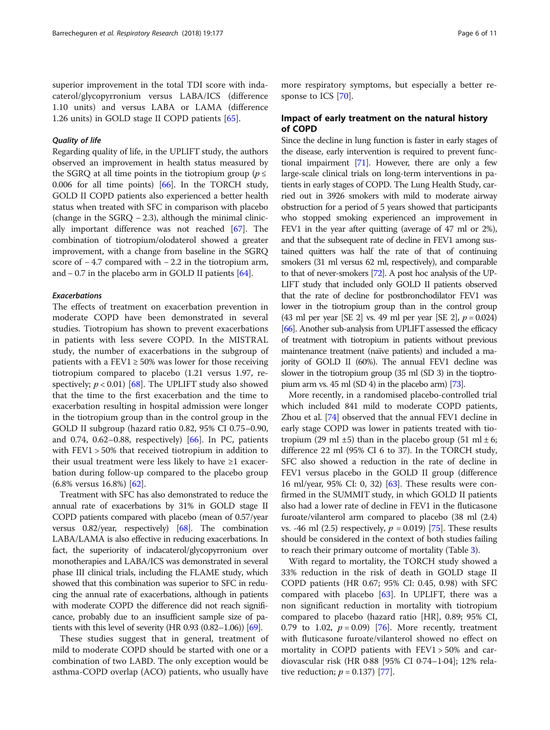superior improvement in the total TDI score with indacaterol/glycopyrronium versus LABA/ICS (difference 1.10 units) and versus LABA or LAMA (difference 1.26 units) in GOLD stage II COPD patients [65].

#### *Quality of life*

Regarding quality of life, in the UPLIFT study, the authors observed an improvement in health status measured by the SGRQ at all time points in the tiotropium group ($p \leq 0.006$ for all time points) [66]. In the TORCH study, GOLD II COPD patients also experienced a better health status when treated with SFC in comparison with placebo (change in the SGRQ − 2.3), although the minimal clinically important difference was not reached [67]. The combination of tiotropium/olodaterol showed a greater improvement, with a change from baseline in the SGRQ score of − 4.7 compared with − 2.2 in the tiotropium arm, and − 0.7 in the placebo arm in GOLD II patients [64].

#### *Exacerbations*

The effects of treatment on exacerbation prevention in moderate COPD have been demonstrated in several studies. Tiotropium has shown to prevent exacerbations in patients with less severe COPD. In the MISTRAL study, the number of exacerbations in the subgroup of patients with a FEV1 ≥ 50% was lower for those receiving tiotropium compared to placebo (1.21 versus 1.97, respectively; $p < 0.01$) [68]. The UPLIFT study also showed that the time to the first exacerbation and the time to exacerbation resulting in hospital admission were longer in the tiotropium group than in the control group in the GOLD II subgroup (hazard ratio 0.82, 95% CI 0.75–0.90, and 0.74, 0.62–0.88, respectively) [66]. In PC, patients with FEV1 > 50% that received tiotropium in addition to their usual treatment were less likely to have ≥1 exacerbation during follow-up compared to the placebo group (6.8% versus 16.8%) [62].

Treatment with SFC has also demonstrated to reduce the annual rate of exacerbations by 31% in GOLD stage II COPD patients compared with placebo (mean of 0.57/year versus 0.82/year, respectively) [68]. The combination LABA/LAMA is also effective in reducing exacerbations. In fact, the superiority of indacaterol/glycopyrronium over monotherapies and LABA/ICS was demonstrated in several phase III clinical trials, including the FLAME study, which showed that this combination was superior to SFC in reducing the annual rate of exacerbations, although in patients with moderate COPD the difference did not reach significance, probably due to an insufficient sample size of patients with this level of severity (HR 0.93 (0.82–1.06)) [69].

These studies suggest that in general, treatment of mild to moderate COPD should be started with one or a combination of two LABD. The only exception would be asthma-COPD overlap (ACO) patients, who usually have more respiratory symptoms, but especially a better response to ICS [70].

### Impact of early treatment on the natural history of COPD

Since the decline in lung function is faster in early stages of the disease, early intervention is required to prevent functional impairment [71]. However, there are only a few large-scale clinical trials on long-term interventions in patients in early stages of COPD. The Lung Health Study, carried out in 3926 smokers with mild to moderate airway obstruction for a period of 5 years showed that participants who stopped smoking experienced an improvement in FEV1 in the year after quitting (average of 47 ml or 2%), and that the subsequent rate of decline in FEV1 among sustained quitters was half the rate of that of continuing smokers (31 ml versus 62 ml, respectively), and comparable to that of never-smokers [72]. A post hoc analysis of the UPLIFT study that included only GOLD II patients observed that the rate of decline for postbronchodilator FEV1 was lower in the tiotropium group than in the control group (43 ml per year [SE 2] vs. 49 ml per year [SE 2], $p = 0.024$) [66]. Another sub-analysis from UPLIFT assessed the efficacy of treatment with tiotropium in patients without previous maintenance treatment (naïve patients) and included a majority of GOLD II (60%). The annual FEV1 decline was slower in the tiotropium group (35 ml (SD 3) in the tioptropium arm vs. 45 ml (SD 4) in the placebo arm) [73].

More recently, in a randomised placebo-controlled trial which included 841 mild to moderate COPD patients, Zhou et al. [74] observed that the annual FEV1 decline in early stage COPD was lower in patients treated with tiotropium (29 ml ±5) than in the placebo group (51 ml ± 6; difference 22 ml (95% CI 6 to 37). In the TORCH study, SFC also showed a reduction in the rate of decline in FEV1 versus placebo in the GOLD II group (difference 16 ml/year, 95% CI: 0, 32) [63]. These results were confirmed in the SUMMIT study, in which GOLD II patients also had a lower rate of decline in FEV1 in the fluticasone furoate/vilanterol arm compared to placebo (38 ml (2.4) vs. -46 ml (2.5) respectively, $p = 0.019$) [75]. These results should be considered in the context of both studies failing to reach their primary outcome of mortality (Table 3).

With regard to mortality, the TORCH study showed a 33% reduction in the risk of death in GOLD stage II COPD patients (HR 0.67; 95% CI: 0.45, 0.98) with SFC compared with placebo [63]. In UPLIFT, there was a non significant reduction in mortality with tiotropium compared to placebo (hazard ratio [HR], 0.89; 95% CI, 0.79 to 1.02, $p = 0.09$) [76]. More recently, treatment with fluticasone furoate/vilanterol showed no effect on mortality in COPD patients with FEV1 > 50% and cardiovascular risk (HR 0·88 [95% CI 0·74–1·04]; 12% relative reduction; $p = 0.137$) [77].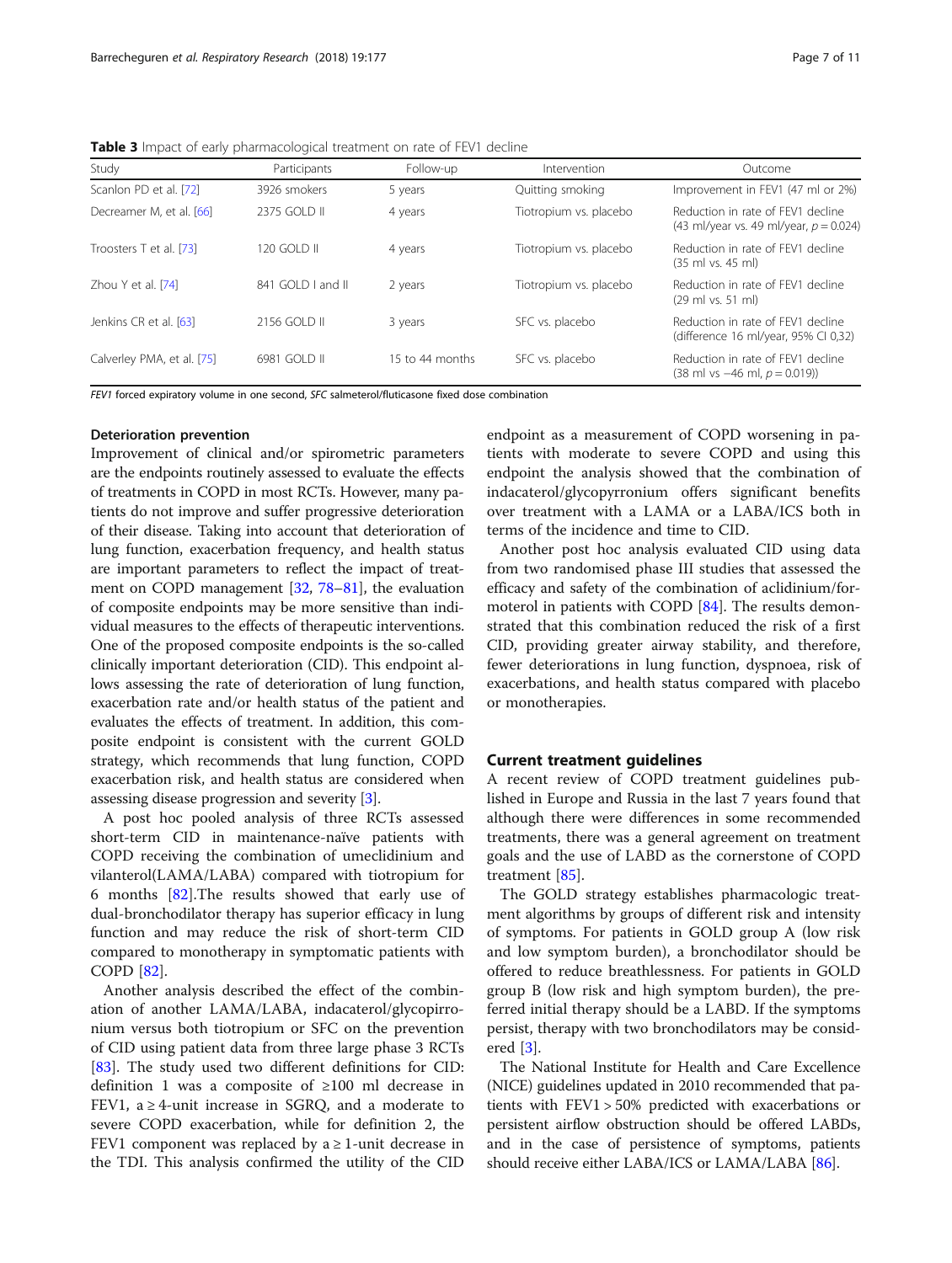**Table 3** Impact of early pharmacological treatment on rate of FEV1 decline

| Study | Participants | Follow-up | Intervention | Outcome |
| --- | --- | --- | --- | --- |
| Scanlon PD et al. [72] | 3926 smokers | 5 years | Quitting smoking | Improvement in FEV1 (47 ml or 2%) |
| Decreamer M, et al. [66] | 2375 GOLD II | 4 years | Tiotropium vs. placebo | Reduction in rate of FEV1 decline (43 ml/year vs. 49 ml/year, $p = 0.024$) |
| Troosters T et al. [73] | 120 GOLD II | 4 years | Tiotropium vs. placebo | Reduction in rate of FEV1 decline (35 ml vs. 45 ml) |
| Zhou Y et al. [74] | 841 GOLD I and II | 2 years | Tiotropium vs. placebo | Reduction in rate of FEV1 decline (29 ml vs. 51 ml) |
| Jenkins CR et al. [63] | 2156 GOLD II | 3 years | SFC vs. placebo | Reduction in rate of FEV1 decline (difference 16 ml/year, 95% CI 0,32) |
| Calverley PMA, et al. [75] | 6981 GOLD II | 15 to 44 months | SFC vs. placebo | Reduction in rate of FEV1 decline (38 ml vs −46 ml, $p = 0.019$)) |

*FEV1* forced expiratory volume in one second, *SFC* salmeterol/fluticasone fixed dose combination

### Deterioration prevention

Improvement of clinical and/or spirometric parameters are the endpoints routinely assessed to evaluate the effects of treatments in COPD in most RCTs. However, many patients do not improve and suffer progressive deterioration of their disease. Taking into account that deterioration of lung function, exacerbation frequency, and health status are important parameters to reflect the impact of treatment on COPD management [32, 78–81], the evaluation of composite endpoints may be more sensitive than individual measures to the effects of therapeutic interventions. One of the proposed composite endpoints is the so-called clinically important deterioration (CID). This endpoint allows assessing the rate of deterioration of lung function, exacerbation rate and/or health status of the patient and evaluates the effects of treatment. In addition, this composite endpoint is consistent with the current GOLD strategy, which recommends that lung function, COPD exacerbation risk, and health status are considered when assessing disease progression and severity [3].

A post hoc pooled analysis of three RCTs assessed short-term CID in maintenance-naïve patients with COPD receiving the combination of umeclidinium and vilanterol(LAMA/LABA) compared with tiotropium for 6 months [82].The results showed that early use of dual-bronchodilator therapy has superior efficacy in lung function and may reduce the risk of short-term CID compared to monotherapy in symptomatic patients with COPD [82].

Another analysis described the effect of the combination of another LAMA/LABA, indacaterol/glycopirronium versus both tiotropium or SFC on the prevention of CID using patient data from three large phase 3 RCTs [83]. The study used two different definitions for CID: definition 1 was a composite of ≥100 ml decrease in FEV1, a ≥ 4-unit increase in SGRQ, and a moderate to severe COPD exacerbation, while for definition 2, the FEV1 component was replaced by a ≥ 1-unit decrease in the TDI. This analysis confirmed the utility of the CID endpoint as a measurement of COPD worsening in patients with moderate to severe COPD and using this endpoint the analysis showed that the combination of indacaterol/glycopyrronium offers significant benefits over treatment with a LAMA or a LABA/ICS both in terms of the incidence and time to CID.

Another post hoc analysis evaluated CID using data from two randomised phase III studies that assessed the efficacy and safety of the combination of aclidinium/formoterol in patients with COPD [84]. The results demonstrated that this combination reduced the risk of a first CID, providing greater airway stability, and therefore, fewer deteriorations in lung function, dyspnoea, risk of exacerbations, and health status compared with placebo or monotherapies.

## Current treatment guidelines

A recent review of COPD treatment guidelines published in Europe and Russia in the last 7 years found that although there were differences in some recommended treatments, there was a general agreement on treatment goals and the use of LABD as the cornerstone of COPD treatment [85].

The GOLD strategy establishes pharmacologic treatment algorithms by groups of different risk and intensity of symptoms. For patients in GOLD group A (low risk and low symptom burden), a bronchodilator should be offered to reduce breathlessness. For patients in GOLD group B (low risk and high symptom burden), the preferred initial therapy should be a LABD. If the symptoms persist, therapy with two bronchodilators may be considered [3].

The National Institute for Health and Care Excellence (NICE) guidelines updated in 2010 recommended that patients with FEV1 > 50% predicted with exacerbations or persistent airflow obstruction should be offered LABDs, and in the case of persistence of symptoms, patients should receive either LABA/ICS or LAMA/LABA [86].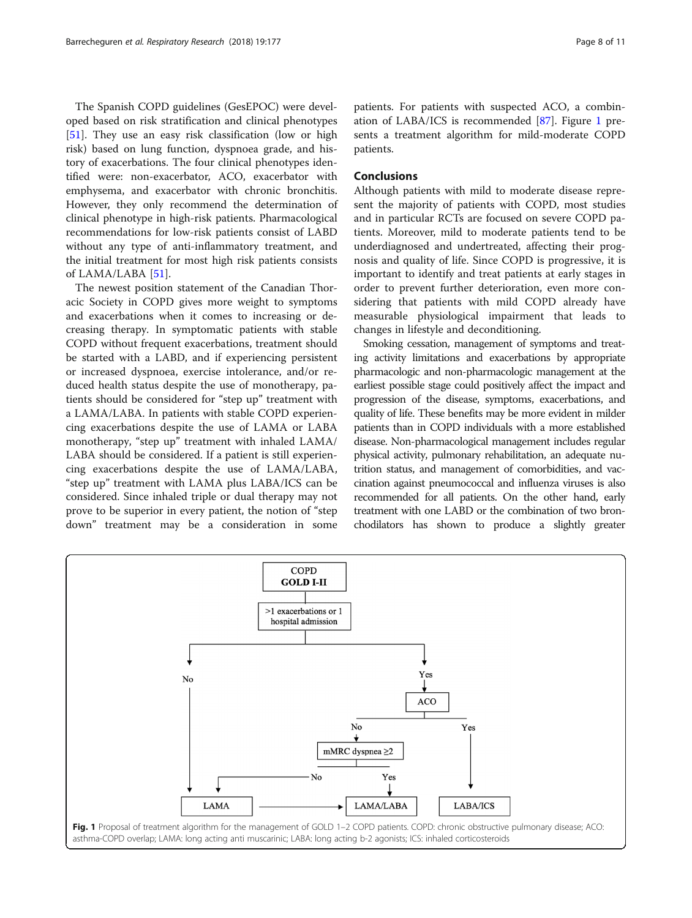The Spanish COPD guidelines (GesEPOC) were developed based on risk stratification and clinical phenotypes [51]. They use an easy risk classification (low or high risk) based on lung function, dyspnoea grade, and history of exacerbations. The four clinical phenotypes identified were: non-exacerbator, ACO, exacerbator with emphysema, and exacerbator with chronic bronchitis. However, they only recommend the determination of clinical phenotype in high-risk patients. Pharmacological recommendations for low-risk patients consist of LABD without any type of anti-inflammatory treatment, and the initial treatment for most high risk patients consists of LAMA/LABA [51].

The newest position statement of the Canadian Thoracic Society in COPD gives more weight to symptoms and exacerbations when it comes to increasing or decreasing therapy. In symptomatic patients with stable COPD without frequent exacerbations, treatment should be started with a LABD, and if experiencing persistent or increased dyspnoea, exercise intolerance, and/or reduced health status despite the use of monotherapy, patients should be considered for "step up" treatment with a LAMA/LABA. In patients with stable COPD experiencing exacerbations despite the use of LAMA or LABA monotherapy, "step up" treatment with inhaled LAMA/LABA should be considered. If a patient is still experiencing exacerbations despite the use of LAMA/LABA, "step up" treatment with LAMA plus LABA/ICS can be considered. Since inhaled triple or dual therapy may not prove to be superior in every patient, the notion of "step down" treatment may be a consideration in some patients. For patients with suspected ACO, a combination of LABA/ICS is recommended [87]. Figure 1 presents a treatment algorithm for mild-moderate COPD patients.

## Conclusions

Although patients with mild to moderate disease represent the majority of patients with COPD, most studies and in particular RCTs are focused on severe COPD patients. Moreover, mild to moderate patients tend to be underdiagnosed and undertreated, affecting their prognosis and quality of life. Since COPD is progressive, it is important to identify and treat patients at early stages in order to prevent further deterioration, even more considering that patients with mild COPD already have measurable physiological impairment that leads to changes in lifestyle and deconditioning.

Smoking cessation, management of symptoms and treating activity limitations and exacerbations by appropriate pharmacologic and non-pharmacologic management at the earliest possible stage could positively affect the impact and progression of the disease, symptoms, exacerbations, and quality of life. These benefits may be more evident in milder patients than in COPD individuals with a more established disease. Non-pharmacological management includes regular physical activity, pulmonary rehabilitation, an adequate nutrition status, and management of comorbidities, and vaccination against pneumococcal and influenza viruses is also recommended for all patients. On the other hand, early treatment with one LABD or the combination of two bronchodilators has shown to produce a slightly greater

COPD GOLD I-II → >1 exacerbations or 1 hospital admission
- No → LAMA
- Yes → ACO
  - Yes → LABA/ICS
  - No → mMRC dyspnea ≥2
    - No → LAMA
    - Yes → LAMA/LABA

LAMA → LAMA/LABA

**Fig. 1** Proposal of treatment algorithm for the management of GOLD 1–2 COPD patients. COPD: chronic obstructive pulmonary disease; ACO: asthma-COPD overlap; LAMA: long acting anti muscarinic; LABA: long acting b-2 agonists; ICS: inhaled corticosteroids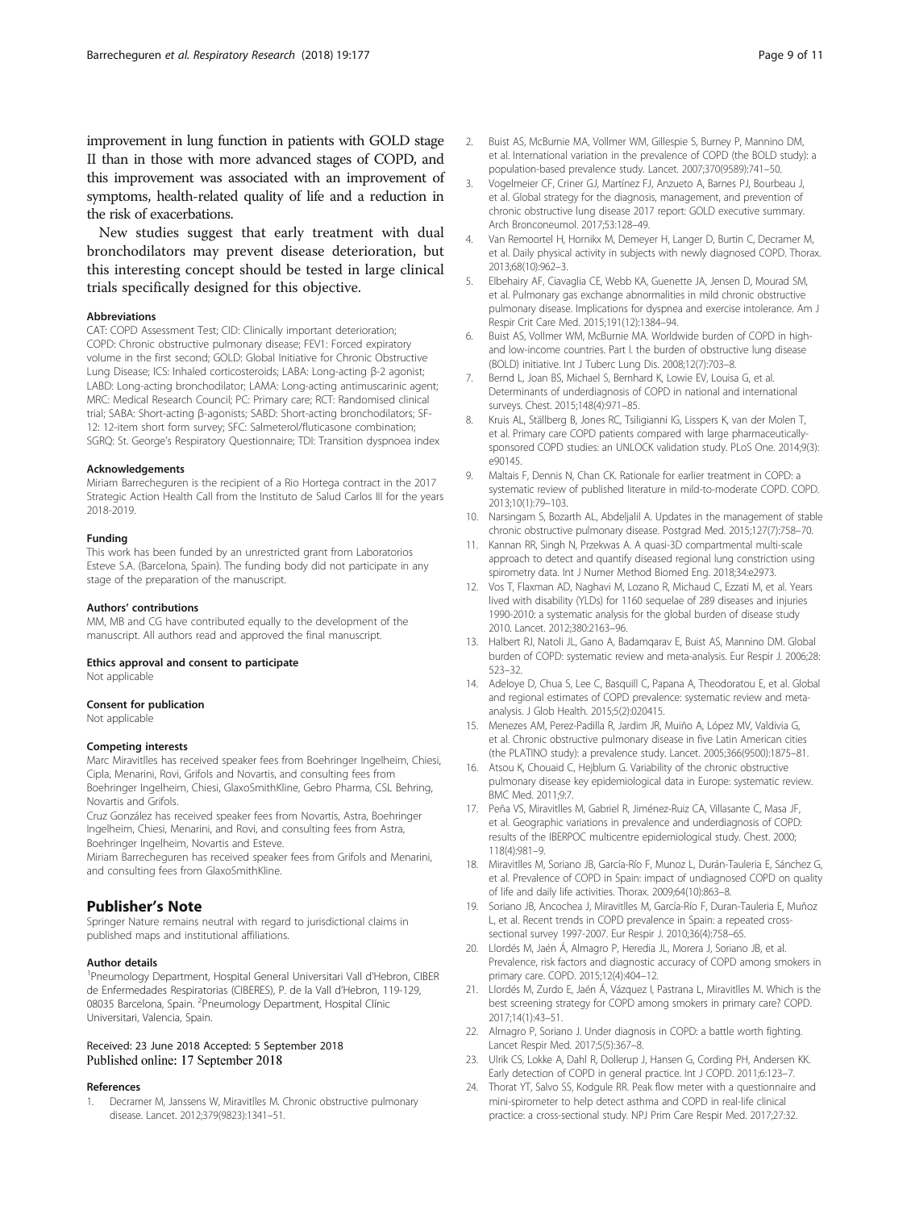improvement in lung function in patients with GOLD stage II than in those with more advanced stages of COPD, and this improvement was associated with an improvement of symptoms, health-related quality of life and a reduction in the risk of exacerbations.

New studies suggest that early treatment with dual bronchodilators may prevent disease deterioration, but this interesting concept should be tested in large clinical trials specifically designed for this objective.

#### Abbreviations

CAT: COPD Assessment Test; CID: Clinically important deterioration; COPD: Chronic obstructive pulmonary disease; FEV1: Forced expiratory volume in the first second; GOLD: Global Initiative for Chronic Obstructive Lung Disease; ICS: Inhaled corticosteroids; LABA: Long-acting β-2 agonist; LABD: Long-acting bronchodilator; LAMA: Long-acting antimuscarinic agent; MRC: Medical Research Council; PC: Primary care; RCT: Randomised clinical trial; SABA: Short-acting β-agonists; SABD: Short-acting bronchodilators; SF-12: 12-item short form survey; SFC: Salmeterol/fluticasone combination; SGRQ: St. George's Respiratory Questionnaire; TDI: Transition dyspnoea index

#### Acknowledgements

Miriam Barrecheguren is the recipient of a Rio Hortega contract in the 2017 Strategic Action Health Call from the Instituto de Salud Carlos III for the years 2018-2019.

#### Funding

This work has been funded by an unrestricted grant from Laboratorios Esteve S.A. (Barcelona, Spain). The funding body did not participate in any stage of the preparation of the manuscript.

#### Authors' contributions

MM, MB and CG have contributed equally to the development of the manuscript. All authors read and approved the final manuscript.

#### Ethics approval and consent to participate

Not applicable

#### Consent for publication

Not applicable

#### Competing interests

Marc Miravitlles has received speaker fees from Boehringer Ingelheim, Chiesi, Cipla, Menarini, Rovi, Grifols and Novartis, and consulting fees from Boehringer Ingelheim, Chiesi, GlaxoSmithKline, Gebro Pharma, CSL Behring, Novartis and Grifols.

Cruz González has received speaker fees from Novartis, Astra, Boehringer Ingelheim, Chiesi, Menarini, and Rovi, and consulting fees from Astra, Boehringer Ingelheim, Novartis and Esteve.

Miriam Barrecheguren has received speaker fees from Grifols and Menarini, and consulting fees from GlaxoSmithKline.

## Publisher's Note

Springer Nature remains neutral with regard to jurisdictional claims in published maps and institutional affiliations.

#### Author details

[1]Pneumology Department, Hospital General Universitari Vall d'Hebron, CIBER de Enfermedades Respiratorias (CIBERES), P. de la Vall d'Hebron, 119-129, 08035 Barcelona, Spain. [2]Pneumology Department, Hospital Clínic Universitari, Valencia, Spain.

Received: 23 June 2018 Accepted: 5 September 2018
Published online: 17 September 2018

#### References

1. Decramer M, Janssens W, Miravitlles M. Chronic obstructive pulmonary disease. Lancet. 2012;379(9823):1341–51.
2. Buist AS, McBurnie MA, Vollmer WM, Gillespie S, Burney P, Mannino DM, et al. International variation in the prevalence of COPD (the BOLD study): a population-based prevalence study. Lancet. 2007;370(9589):741–50.
3. Vogelmeier CF, Criner GJ, Martínez FJ, Anzueto A, Barnes PJ, Bourbeau J, et al. Global strategy for the diagnosis, management, and prevention of chronic obstructive lung disease 2017 report: GOLD executive summary. Arch Bronconeumol. 2017;53:128–49.
4. Van Remoortel H, Hornikx M, Demeyer H, Langer D, Burtin C, Decramer M, et al. Daily physical activity in subjects with newly diagnosed COPD. Thorax. 2013;68(10):962–3.
5. Elbehairy AF, Ciavaglia CE, Webb KA, Guenette JA, Jensen D, Mourad SM, et al. Pulmonary gas exchange abnormalities in mild chronic obstructive pulmonary disease. Implications for dyspnea and exercise intolerance. Am J Respir Crit Care Med. 2015;191(12):1384–94.
6. Buist AS, Vollmer WM, McBurnie MA. Worldwide burden of COPD in high- and low-income countries. Part I. the burden of obstructive lung disease (BOLD) initiative. Int J Tuberc Lung Dis. 2008;12(7):703–8.
7. Bernd L, Joan BS, Michael S, Bernhard K, Lowie EV, Louisa G, et al. Determinants of underdiagnosis of COPD in national and international surveys. Chest. 2015;148(4):971–85.
8. Kruis AL, Ställberg B, Jones RC, Tsiligianni IG, Lisspers K, van der Molen T, et al. Primary care COPD patients compared with large pharmaceutically-sponsored COPD studies: an UNLOCK validation study. PLoS One. 2014;9(3): e90145.
9. Maltais F, Dennis N, Chan CK. Rationale for earlier treatment in COPD: a systematic review of published literature in mild-to-moderate COPD. COPD. 2013;10(1):79–103.
10. Narsingam S, Bozarth AL, Abdeljalil A. Updates in the management of stable chronic obstructive pulmonary disease. Postgrad Med. 2015;127(7):758–70.
11. Kannan RR, Singh N, Przekwas A. A quasi-3D compartmental multi-scale approach to detect and quantify diseased regional lung constriction using spirometry data. Int J Numer Method Biomed Eng. 2018;34:e2973.
12. Vos T, Flaxman AD, Naghavi M, Lozano R, Michaud C, Ezzati M, et al. Years lived with disability (YLDs) for 1160 sequelae of 289 diseases and injuries 1990-2010: a systematic analysis for the global burden of disease study 2010. Lancet. 2012;380:2163–96.
13. Halbert RJ, Natoli JL, Gano A, Badamgarav E, Buist AS, Mannino DM. Global burden of COPD: systematic review and meta-analysis. Eur Respir J. 2006;28: 523–32.
14. Adeloye D, Chua S, Lee C, Basquill C, Papana A, Theodoratou E, et al. Global and regional estimates of COPD prevalence: systematic review and meta-analysis. J Glob Health. 2015;5(2):020415.
15. Menezes AM, Perez-Padilla R, Jardim JR, Muiño A, López MV, Valdivia G, et al. Chronic obstructive pulmonary disease in five Latin American cities (the PLATINO study): a prevalence study. Lancet. 2005;366(9500):1875–81.
16. Atsou K, Chouaid C, Hejblum G. Variability of the chronic obstructive pulmonary disease key epidemiological data in Europe: systematic review. BMC Med. 2011;9:7.
17. Peña VS, Miravitlles M, Gabriel R, Jiménez-Ruiz CA, Villasante C, Masa JF, et al. Geographic variations in prevalence and underdiagnosis of COPD: results of the IBERPOC multicentre epidemiological study. Chest. 2000; 118(4):981–9.
18. Miravitlles M, Soriano JB, García-Río F, Munoz L, Durán-Tauleria E, Sánchez G, et al. Prevalence of COPD in Spain: impact of undiagnosed COPD on quality of life and daily life activities. Thorax. 2009;64(10):863–8.
19. Soriano JB, Ancochea J, Miravitlles M, García-Río F, Duran-Tauleria E, Muñoz L, et al. Recent trends in COPD prevalence in Spain: a repeated cross-sectional survey 1997-2007. Eur Respir J. 2010;36(4):758–65.
20. Llordés M, Jaén Á, Almagro P, Heredia JL, Morera J, Soriano JB, et al. Prevalence, risk factors and diagnostic accuracy of COPD among smokers in primary care. COPD. 2015;12(4):404–12.
21. Llordés M, Zurdo E, Jaén Á, Vázquez I, Pastrana L, Miravitlles M. Which is the best screening strategy for COPD among smokers in primary care? COPD. 2017;14(1):43–51.
22. Almagro P, Soriano J. Under diagnosis in COPD: a battle worth fighting. Lancet Respir Med. 2017;5(5):367–8.
23. Ulrik CS, Lokke A, Dahl R, Dollerup J, Hansen G, Cording PH, Andersen KK. Early detection of COPD in general practice. Int J COPD. 2011;6:123–7.
24. Thorat YT, Salvo SS, Kodgule RR. Peak flow meter with a questionnaire and mini-spirometer to help detect asthma and COPD in real-life clinical practice: a cross-sectional study. NPJ Prim Care Respir Med. 2017;27:32.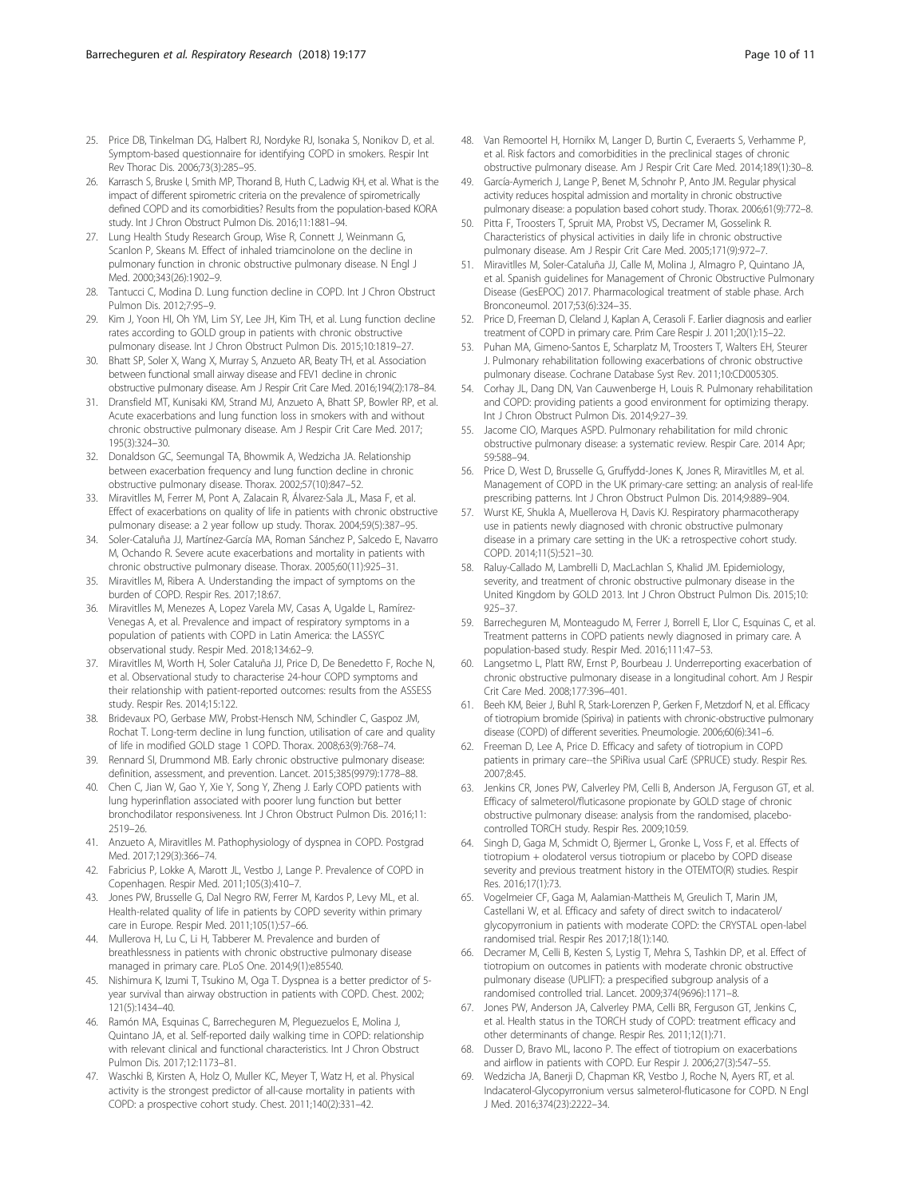25. Price DB, Tinkelman DG, Halbert RJ, Nordyke RJ, Isonaka S, Nonikov D, et al. Symptom-based questionnaire for identifying COPD in smokers. Respir Int Rev Thorac Dis. 2006;73(3):285–95.
26. Karrasch S, Bruske I, Smith MP, Thorand B, Huth C, Ladwig KH, et al. What is the impact of different spirometric criteria on the prevalence of spirometrically defined COPD and its comorbidities? Results from the population-based KORA study. Int J Chron Obstruct Pulmon Dis. 2016;11:1881–94.
27. Lung Health Study Research Group, Wise R, Connett J, Weinmann G, Scanlon P, Skeans M. Effect of inhaled triamcinolone on the decline in pulmonary function in chronic obstructive pulmonary disease. N Engl J Med. 2000;343(26):1902–9.
28. Tantucci C, Modina D. Lung function decline in COPD. Int J Chron Obstruct Pulmon Dis. 2012;7:95–9.
29. Kim J, Yoon HI, Oh YM, Lim SY, Lee JH, Kim TH, et al. Lung function decline rates according to GOLD group in patients with chronic obstructive pulmonary disease. Int J Chron Obstruct Pulmon Dis. 2015;10:1819–27.
30. Bhatt SP, Soler X, Wang X, Murray S, Anzueto AR, Beaty TH, et al. Association between functional small airway disease and FEV1 decline in chronic obstructive pulmonary disease. Am J Respir Crit Care Med. 2016;194(2):178–84.
31. Dransfield MT, Kunisaki KM, Strand MJ, Anzueto A, Bhatt SP, Bowler RP, et al. Acute exacerbations and lung function loss in smokers with and without chronic obstructive pulmonary disease. Am J Respir Crit Care Med. 2017; 195(3):324–30.
32. Donaldson GC, Seemungal TA, Bhowmik A, Wedzicha JA. Relationship between exacerbation frequency and lung function decline in chronic obstructive pulmonary disease. Thorax. 2002;57(10):847–52.
33. Miravitlles M, Ferrer M, Pont A, Zalacain R, Álvarez-Sala JL, Masa F, et al. Effect of exacerbations on quality of life in patients with chronic obstructive pulmonary disease: a 2 year follow up study. Thorax. 2004;59(5):387–95.
34. Soler-Cataluña JJ, Martínez-García MA, Roman Sánchez P, Salcedo E, Navarro M, Ochando R. Severe acute exacerbations and mortality in patients with chronic obstructive pulmonary disease. Thorax. 2005;60(11):925–31.
35. Miravitlles M, Ribera A. Understanding the impact of symptoms on the burden of COPD. Respir Res. 2017;18:67.
36. Miravitlles M, Menezes A, Lopez Varela MV, Casas A, Ugalde L, Ramírez-Venegas A, et al. Prevalence and impact of respiratory symptoms in a population of patients with COPD in Latin America: the LASSYC observational study. Respir Med. 2018;134:62–9.
37. Miravitlles M, Worth H, Soler Cataluña JJ, Price D, De Benedetto F, Roche N, et al. Observational study to characterise 24-hour COPD symptoms and their relationship with patient-reported outcomes: results from the ASSESS study. Respir Res. 2014;15:122.
38. Bridevaux PO, Gerbase MW, Probst-Hensch NM, Schindler C, Gaspoz JM, Rochat T. Long-term decline in lung function, utilisation of care and quality of life in modified GOLD stage 1 COPD. Thorax. 2008;63(9):768–74.
39. Rennard SI, Drummond MB. Early chronic obstructive pulmonary disease: definition, assessment, and prevention. Lancet. 2015;385(9979):1778–88.
40. Chen C, Jian W, Gao Y, Xie Y, Song Y, Zheng J. Early COPD patients with lung hyperinflation associated with poorer lung function but better bronchodilator responsiveness. Int J Chron Obstruct Pulmon Dis. 2016;11: 2519–26.
41. Anzueto A, Miravitlles M. Pathophysiology of dyspnea in COPD. Postgrad Med. 2017;129(3):366–74.
42. Fabricius P, Lokke A, Marott JL, Vestbo J, Lange P. Prevalence of COPD in Copenhagen. Respir Med. 2011;105(3):410–7.
43. Jones PW, Brusselle G, Dal Negro RW, Ferrer M, Kardos P, Levy ML, et al. Health-related quality of life in patients by COPD severity within primary care in Europe. Respir Med. 2011;105(1):57–66.
44. Mullerova H, Lu C, Li H, Tabberer M. Prevalence and burden of breathlessness in patients with chronic obstructive pulmonary disease managed in primary care. PLoS One. 2014;9(1):e85540.
45. Nishimura K, Izumi T, Tsukino M, Oga T. Dyspnea is a better predictor of 5-year survival than airway obstruction in patients with COPD. Chest. 2002; 121(5):1434–40.
46. Ramón MA, Esquinas C, Barrecheguren M, Pleguezuelos E, Molina J, Quintano JA, et al. Self-reported daily walking time in COPD: relationship with relevant clinical and functional characteristics. Int J Chron Obstruct Pulmon Dis. 2017;12:1173–81.
47. Waschki B, Kirsten A, Holz O, Muller KC, Meyer T, Watz H, et al. Physical activity is the strongest predictor of all-cause mortality in patients with COPD: a prospective cohort study. Chest. 2011;140(2):331–42.
48. Van Remoortel H, Hornikx M, Langer D, Burtin C, Everaerts S, Verhamme P, et al. Risk factors and comorbidities in the preclinical stages of chronic obstructive pulmonary disease. Am J Respir Crit Care Med. 2014;189(1):30–8.
49. García-Aymerich J, Lange P, Benet M, Schnohr P, Anto JM. Regular physical activity reduces hospital admission and mortality in chronic obstructive pulmonary disease: a population based cohort study. Thorax. 2006;61(9):772–8.
50. Pitta F, Troosters T, Spruit MA, Probst VS, Decramer M, Gosselink R. Characteristics of physical activities in daily life in chronic obstructive pulmonary disease. Am J Respir Crit Care Med. 2005;171(9):972–7.
51. Miravitlles M, Soler-Cataluña JJ, Calle M, Molina J, Almagro P, Quintano JA, et al. Spanish guidelines for Management of Chronic Obstructive Pulmonary Disease (GesEPOC) 2017. Pharmacological treatment of stable phase. Arch Bronconeumol. 2017;53(6):324–35.
52. Price D, Freeman D, Cleland J, Kaplan A, Cerasoli F. Earlier diagnosis and earlier treatment of COPD in primary care. Prim Care Respir J. 2011;20(1):15–22.
53. Puhan MA, Gimeno-Santos E, Scharplatz M, Troosters T, Walters EH, Steurer J. Pulmonary rehabilitation following exacerbations of chronic obstructive pulmonary disease. Cochrane Database Syst Rev. 2011;10:CD005305.
54. Corhay JL, Dang DN, Van Cauwenberge H, Louis R. Pulmonary rehabilitation and COPD: providing patients a good environment for optimizing therapy. Int J Chron Obstruct Pulmon Dis. 2014;9:27–39.
55. Jacome CIO, Marques ASPD. Pulmonary rehabilitation for mild chronic obstructive pulmonary disease: a systematic review. Respir Care. 2014 Apr; 59:588–94.
56. Price D, West D, Brusselle G, Gruffydd-Jones K, Jones R, Miravitlles M, et al. Management of COPD in the UK primary-care setting: an analysis of real-life prescribing patterns. Int J Chron Obstruct Pulmon Dis. 2014;9:889–904.
57. Wurst KE, Shukla A, Muellerova H, Davis KJ. Respiratory pharmacotherapy use in patients newly diagnosed with chronic obstructive pulmonary disease in a primary care setting in the UK: a retrospective cohort study. COPD. 2014;11(5):521–30.
58. Raluy-Callado M, Lambrelli D, MacLachlan S, Khalid JM. Epidemiology, severity, and treatment of chronic obstructive pulmonary disease in the United Kingdom by GOLD 2013. Int J Chron Obstruct Pulmon Dis. 2015;10: 925–37.
59. Barrecheguren M, Monteagudo M, Ferrer J, Borrell E, Llor C, Esquinas C, et al. Treatment patterns in COPD patients newly diagnosed in primary care. A population-based study. Respir Med. 2016;111:47–53.
60. Langsetmo L, Platt RW, Ernst P, Bourbeau J. Underreporting exacerbation of chronic obstructive pulmonary disease in a longitudinal cohort. Am J Respir Crit Care Med. 2008;177:396–401.
61. Beeh KM, Beier J, Buhl R, Stark-Lorenzen P, Gerken F, Metzdorf N, et al. Efficacy of tiotropium bromide (Spiriva) in patients with chronic-obstructive pulmonary disease (COPD) of different severities. Pneumologie. 2006;60(6):341–6.
62. Freeman D, Lee A, Price D. Efficacy and safety of tiotropium in COPD patients in primary care--the SPiRiva usual CarE (SPRUCE) study. Respir Res. 2007;8:45.
63. Jenkins CR, Jones PW, Calverley PM, Celli B, Anderson JA, Ferguson GT, et al. Efficacy of salmeterol/fluticasone propionate by GOLD stage of chronic obstructive pulmonary disease: analysis from the randomised, placebo-controlled TORCH study. Respir Res. 2009;10:59.
64. Singh D, Gaga M, Schmidt O, Bjermer L, Gronke L, Voss F, et al. Effects of tiotropium + olodaterol versus tiotropium or placebo by COPD disease severity and previous treatment history in the OTEMTO(R) studies. Respir Res. 2016;17(1):73.
65. Vogelmeier CF, Gaga M, Aalamian-Mattheis M, Greulich T, Marin JM, Castellani W, et al. Efficacy and safety of direct switch to indacaterol/glycopyrronium in patients with moderate COPD: the CRYSTAL open-label randomised trial. Respir Res 2017;18(1):140.
66. Decramer M, Celli B, Kesten S, Lystig T, Mehra S, Tashkin DP, et al. Effect of tiotropium on outcomes in patients with moderate chronic obstructive pulmonary disease (UPLIFT): a prespecified subgroup analysis of a randomised controlled trial. Lancet. 2009;374(9696):1171–8.
67. Jones PW, Anderson JA, Calverley PMA, Celli BR, Ferguson GT, Jenkins C, et al. Health status in the TORCH study of COPD: treatment efficacy and other determinants of change. Respir Res. 2011;12(1):71.
68. Dusser D, Bravo ML, Iacono P. The effect of tiotropium on exacerbations and airflow in patients with COPD. Eur Respir J. 2006;27(3):547–55.
69. Wedzicha JA, Banerji D, Chapman KR, Vestbo J, Roche N, Ayers RT, et al. Indacaterol-Glycopyrronium versus salmeterol-fluticasone for COPD. N Engl J Med. 2016;374(23):2222–34.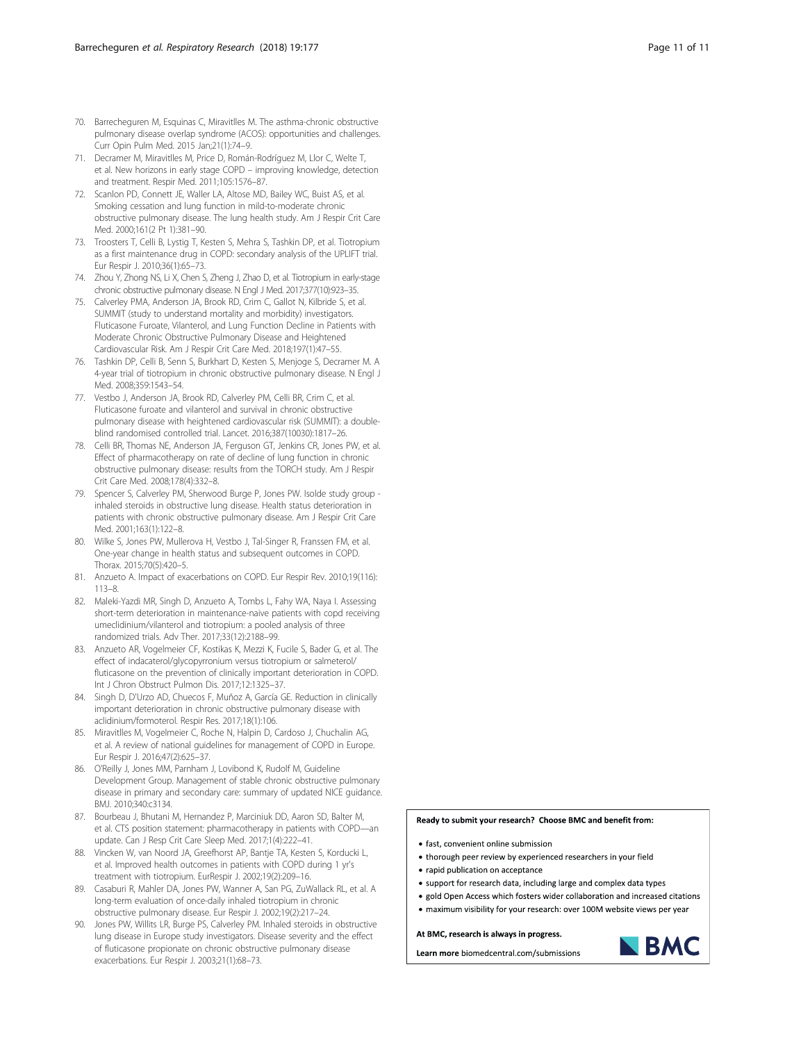70. Barrecheguren M, Esquinas C, Miravitlles M. The asthma-chronic obstructive pulmonary disease overlap syndrome (ACOS): opportunities and challenges. Curr Opin Pulm Med. 2015 Jan;21(1):74–9.
71. Decramer M, Miravitlles M, Price D, Román-Rodríguez M, Llor C, Welte T, et al. New horizons in early stage COPD – improving knowledge, detection and treatment. Respir Med. 2011;105:1576–87.
72. Scanlon PD, Connett JE, Waller LA, Altose MD, Bailey WC, Buist AS, et al. Smoking cessation and lung function in mild-to-moderate chronic obstructive pulmonary disease. The lung health study. Am J Respir Crit Care Med. 2000;161(2 Pt 1):381–90.
73. Troosters T, Celli B, Lystig T, Kesten S, Mehra S, Tashkin DP, et al. Tiotropium as a first maintenance drug in COPD: secondary analysis of the UPLIFT trial. Eur Respir J. 2010;36(1):65–73.
74. Zhou Y, Zhong NS, Li X, Chen S, Zheng J, Zhao D, et al. Tiotropium in early-stage chronic obstructive pulmonary disease. N Engl J Med. 2017;377(10):923–35.
75. Calverley PMA, Anderson JA, Brook RD, Crim C, Gallot N, Kilbride S, et al. SUMMIT (study to understand mortality and morbidity) investigators. Fluticasone Furoate, Vilanterol, and Lung Function Decline in Patients with Moderate Chronic Obstructive Pulmonary Disease and Heightened Cardiovascular Risk. Am J Respir Crit Care Med. 2018;197(1):47–55.
76. Tashkin DP, Celli B, Senn S, Burkhart D, Kesten S, Menjoge S, Decramer M. A 4-year trial of tiotropium in chronic obstructive pulmonary disease. N Engl J Med. 2008;359:1543–54.
77. Vestbo J, Anderson JA, Brook RD, Calverley PM, Celli BR, Crim C, et al. Fluticasone furoate and vilanterol and survival in chronic obstructive pulmonary disease with heightened cardiovascular risk (SUMMIT): a double-blind randomised controlled trial. Lancet. 2016;387(10030):1817–26.
78. Celli BR, Thomas NE, Anderson JA, Ferguson GT, Jenkins CR, Jones PW, et al. Effect of pharmacotherapy on rate of decline of lung function in chronic obstructive pulmonary disease: results from the TORCH study. Am J Respir Crit Care Med. 2008;178(4):332–8.
79. Spencer S, Calverley PM, Sherwood Burge P, Jones PW. Isolde study group - inhaled steroids in obstructive lung disease. Health status deterioration in patients with chronic obstructive pulmonary disease. Am J Respir Crit Care Med. 2001;163(1):122–8.
80. Wilke S, Jones PW, Mullerova H, Vestbo J, Tal-Singer R, Franssen FM, et al. One-year change in health status and subsequent outcomes in COPD. Thorax. 2015;70(5):420–5.
81. Anzueto A. Impact of exacerbations on COPD. Eur Respir Rev. 2010;19(116): 113–8.
82. Maleki-Yazdi MR, Singh D, Anzueto A, Tombs L, Fahy WA, Naya I. Assessing short-term deterioration in maintenance-naive patients with copd receiving umeclidinium/vilanterol and tiotropium: a pooled analysis of three randomized trials. Adv Ther. 2017;33(12):2188–99.
83. Anzueto AR, Vogelmeier CF, Kostikas K, Mezzi K, Fucile S, Bader G, et al. The effect of indacaterol/glycopyrronium versus tiotropium or salmeterol/ fluticasone on the prevention of clinically important deterioration in COPD. Int J Chron Obstruct Pulmon Dis. 2017;12:1325–37.
84. Singh D, D'Urzo AD, Chuecos F, Muñoz A, García GE. Reduction in clinically important deterioration in chronic obstructive pulmonary disease with aclidinium/formoterol. Respir Res. 2017;18(1):106.
85. Miravitlles M, Vogelmeier C, Roche N, Halpin D, Cardoso J, Chuchalin AG, et al. A review of national guidelines for management of COPD in Europe. Eur Respir J. 2016;47(2):625–37.
86. O'Reilly J, Jones MM, Parnham J, Lovibond K, Rudolf M, Guideline Development Group. Management of stable chronic obstructive pulmonary disease in primary and secondary care: summary of updated NICE guidance. BMJ. 2010;340:c3134.
87. Bourbeau J, Bhutani M, Hernandez P, Marciniuk DD, Aaron SD, Balter M, et al. CTS position statement: pharmacotherapy in patients with COPD—an update. Can J Resp Crit Care Sleep Med. 2017;1(4):222–41.
88. Vincken W, van Noord JA, Greefhorst AP, Bantje TA, Kesten S, Korducki L, et al. Improved health outcomes in patients with COPD during 1 yr's treatment with tiotropium. EurRespir J. 2002;19(2):209–16.
89. Casaburi R, Mahler DA, Jones PW, Wanner A, San PG, ZuWallack RL, et al. A long-term evaluation of once-daily inhaled tiotropium in chronic obstructive pulmonary disease. Eur Respir J. 2002;19(2):217–24.
90. Jones PW, Willits LR, Burge PS, Calverley PM. Inhaled steroids in obstructive lung disease in Europe study investigators. Disease severity and the effect of fluticasone propionate on chronic obstructive pulmonary disease exacerbations. Eur Respir J. 2003;21(1):68–73.

**Ready to submit your research? Choose BMC and benefit from:**

- fast, convenient online submission
- thorough peer review by experienced researchers in your field
- rapid publication on acceptance
- support for research data, including large and complex data types
- gold Open Access which fosters wider collaboration and increased citations
- maximum visibility for your research: over 100M website views per year

**At BMC, research is always in progress.**

**Learn more** biomedcentral.com/submissions